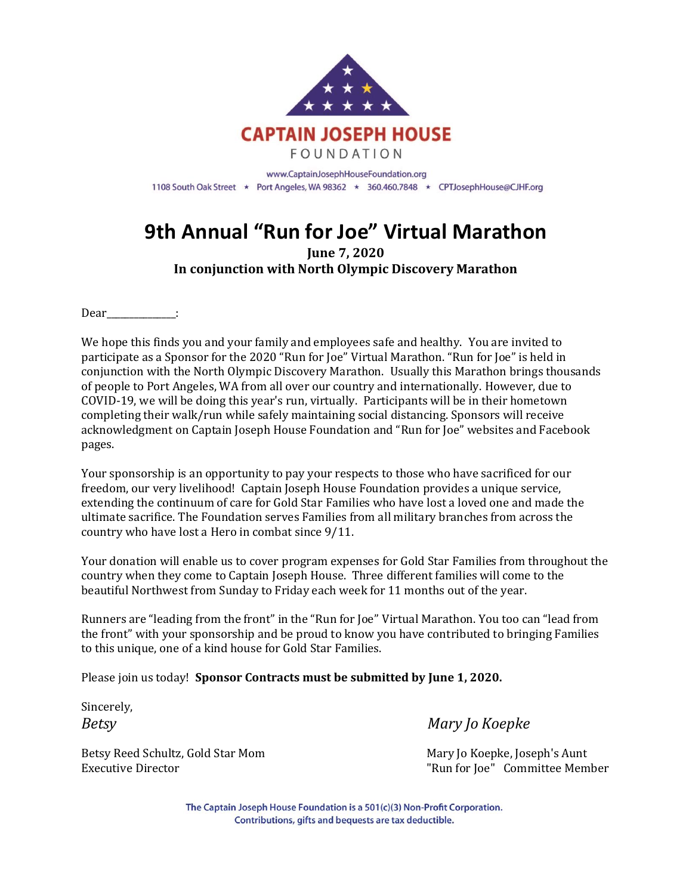**CAPTAIN JOSEPH HOUSE**

FOUNDATION

www.CaptainJosephHouseFoundation.org

1108 South Oak Street ★ Port Angeles, WA 98362 ★ 360.460.7848 ★ CPTJosephHouse@CJHF.org

# 9th Annual "Run for Joe" Virtual Marathon

**June 7, 2020**

**In conjunction with North Olympic Discovery Marathon**

Dear_______________:

We hope this finds you and your family and employees safe and healthy. You are invited to participate as a Sponsor for the 2020 "Run for Joe" Virtual Marathon. "Run for Joe" is held in conjunction with the North Olympic Discovery Marathon. Usually this Marathon brings thousands of people to Port Angeles, WA from all over our country and internationally. However, due to COVID-19, we will be doing this year's run, virtually. Participants will be in their hometown completing their walk/run while safely maintaining social distancing. Sponsors will receive acknowledgment on Captain Joseph House Foundation and "Run for Joe" websites and Facebook pages.

Your sponsorship is an opportunity to pay your respects to those who have sacrificed for our freedom, our very livelihood! Captain Joseph House Foundation provides a unique service, extending the continuum of care for Gold Star Families who have lost a loved one and made the ultimate sacrifice. The Foundation serves Families from all military branches from across the country who have lost a Hero in combat since 9/11.

Your donation will enable us to cover program expenses for Gold Star Families from throughout the country when they come to Captain Joseph House. Three different families will come to the beautiful Northwest from Sunday to Friday each week for 11 months out of the year.

Runners are "leading from the front" in the "Run for Joe" Virtual Marathon. You too can "lead from the front" with your sponsorship and be proud to know you have contributed to bringing Families to this unique, one of a kind house for Gold Star Families.

Please join us today! **Sponsor Contracts must be submitted by June 1, 2020.**

Sincerely,

*Betsy*

Betsy Reed Schultz, Gold Star Mom
Executive Director

*Mary Jo Koepke*

Mary Jo Koepke, Joseph's Aunt
"Run for Joe" Committee Member

**The Captain Joseph House Foundation is a 501(c)(3) Non-Profit Corporation.**
**Contributions, gifts and bequests are tax deductible.**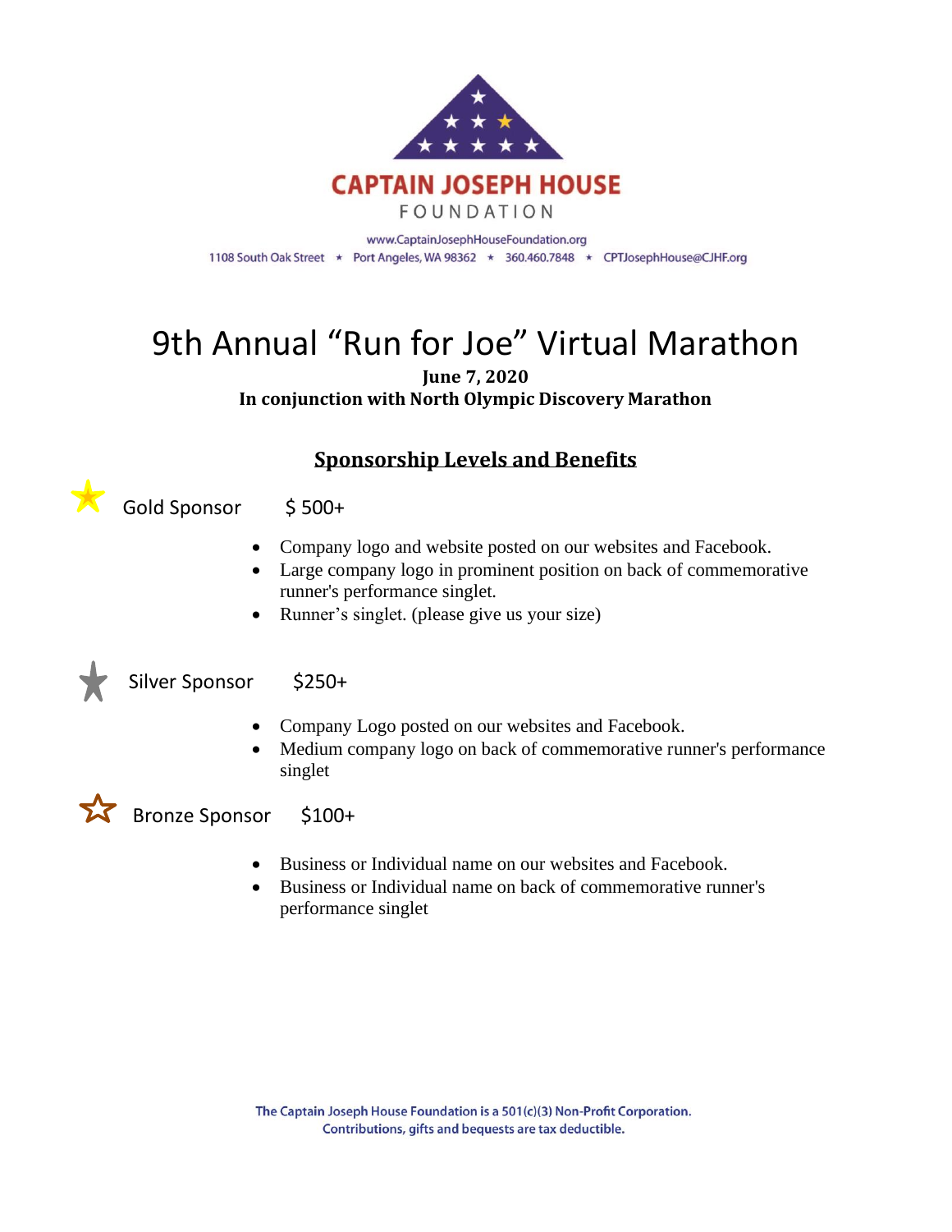# CAPTAIN JOSEPH HOUSE FOUNDATION

www.CaptainJosephHouseFoundation.org
1108 South Oak Street ★ Port Angeles, WA 98362 ★ 360.460.7848 ★ CPTJosephHouse@CJHF.org

# 9th Annual "Run for Joe" Virtual Marathon

**June 7, 2020**
**In conjunction with North Olympic Discovery Marathon**

## Sponsorship Levels and Benefits

### Gold Sponsor $ 500+

- Company logo and website posted on our websites and Facebook.
- Large company logo in prominent position on back of commemorative runner's performance singlet.
- Runner's singlet. (please give us your size)

### Silver Sponsor $250+

- Company Logo posted on our websites and Facebook.
- Medium company logo on back of commemorative runner's performance singlet

### Bronze Sponsor $100+

- Business or Individual name on our websites and Facebook.
- Business or Individual name on back of commemorative runner's performance singlet

The Captain Joseph House Foundation is a 501(c)(3) Non-Profit Corporation.
Contributions, gifts and bequests are tax deductible.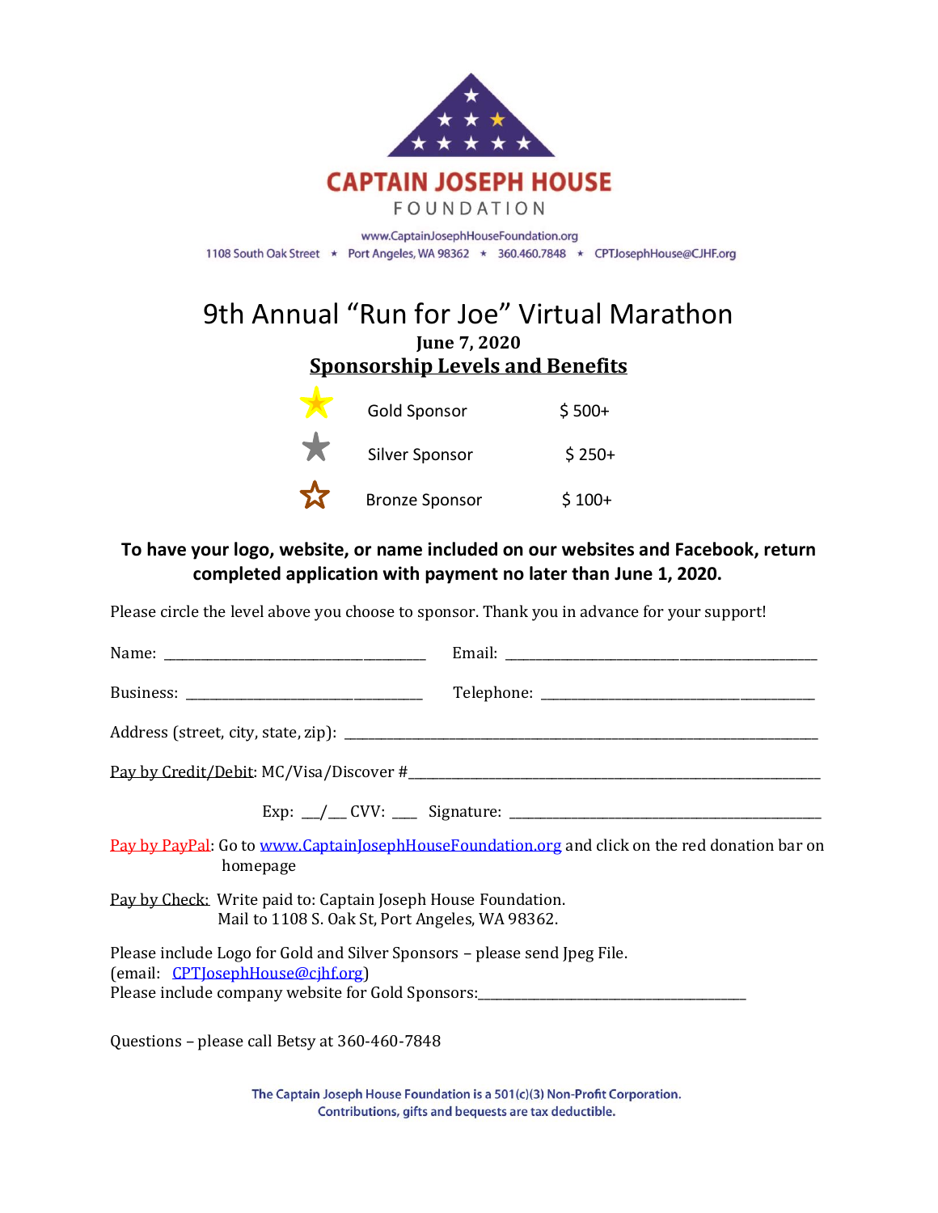# CAPTAIN JOSEPH HOUSE

FOUNDATION

www.CaptainJosephHouseFoundation.org

1108 South Oak Street ★ Port Angeles, WA 98362 ★ 360.460.7848 ★ CPTJosephHouse@CJHF.org

## 9th Annual "Run for Joe" Virtual Marathon

**June 7, 2020**

**Sponsorship Levels and Benefits**

| | | |
|---|---|---|
| ★ | Gold Sponsor | $ 500+ |
| ★ | Silver Sponsor | $ 250+ |
| ☆ | Bronze Sponsor | $ 100+ |

**To have your logo, website, or name included on our websites and Facebook, return completed application with payment no later than June 1, 2020.**

Please circle the level above you choose to sponsor. Thank you in advance for your support!

Name: ______________________________ Email: ______________________________

Business: ______________________________ Telephone: ______________________________

Address (street, city, state, zip): ______________________________________________

Pay by Credit/Debit: MC/Visa/Discover #______________________________________________

Exp: ___/___ CVV: ___ Signature: ______________________________

Pay by PayPal: Go to www.CaptainJosephHouseFoundation.org and click on the red donation bar on homepage

Pay by Check: Write paid to: Captain Joseph House Foundation.
Mail to 1108 S. Oak St, Port Angeles, WA 98362.

Please include Logo for Gold and Silver Sponsors – please send Jpeg File.
(email: CPTJosephHouse@cjhf.org)
Please include company website for Gold Sponsors:______________________________

Questions – please call Betsy at 360-460-7848

The Captain Joseph House Foundation is a 501(c)(3) Non-Profit Corporation.
Contributions, gifts and bequests are tax deductible.